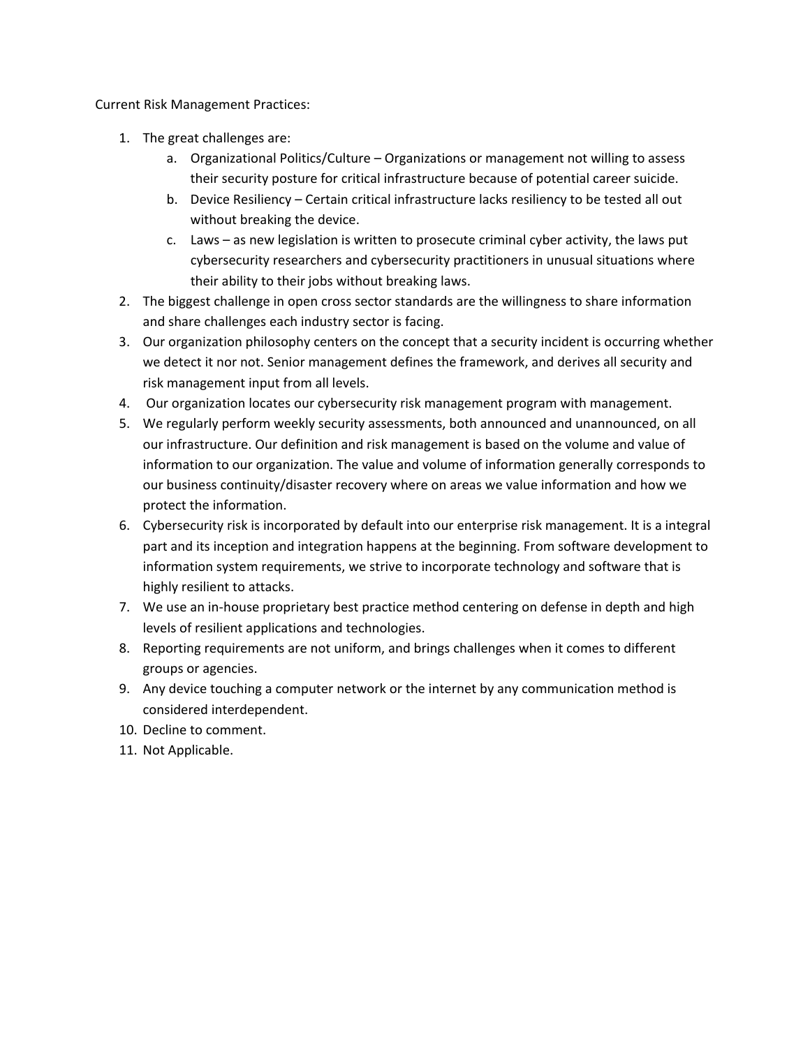Current Risk Management Practices:

1. The great challenges are:
   a. Organizational Politics/Culture – Organizations or management not willing to assess their security posture for critical infrastructure because of potential career suicide.
   b. Device Resiliency – Certain critical infrastructure lacks resiliency to be tested all out without breaking the device.
   c. Laws – as new legislation is written to prosecute criminal cyber activity, the laws put cybersecurity researchers and cybersecurity practitioners in unusual situations where their ability to their jobs without breaking laws.
2. The biggest challenge in open cross sector standards are the willingness to share information and share challenges each industry sector is facing.
3. Our organization philosophy centers on the concept that a security incident is occurring whether we detect it nor not. Senior management defines the framework, and derives all security and risk management input from all levels.
4. Our organization locates our cybersecurity risk management program with management.
5. We regularly perform weekly security assessments, both announced and unannounced, on all our infrastructure. Our definition and risk management is based on the volume and value of information to our organization. The value and volume of information generally corresponds to our business continuity/disaster recovery where on areas we value information and how we protect the information.
6. Cybersecurity risk is incorporated by default into our enterprise risk management. It is a integral part and its inception and integration happens at the beginning. From software development to information system requirements, we strive to incorporate technology and software that is highly resilient to attacks.
7. We use an in-house proprietary best practice method centering on defense in depth and high levels of resilient applications and technologies.
8. Reporting requirements are not uniform, and brings challenges when it comes to different groups or agencies.
9. Any device touching a computer network or the internet by any communication method is considered interdependent.
10. Decline to comment.
11. Not Applicable.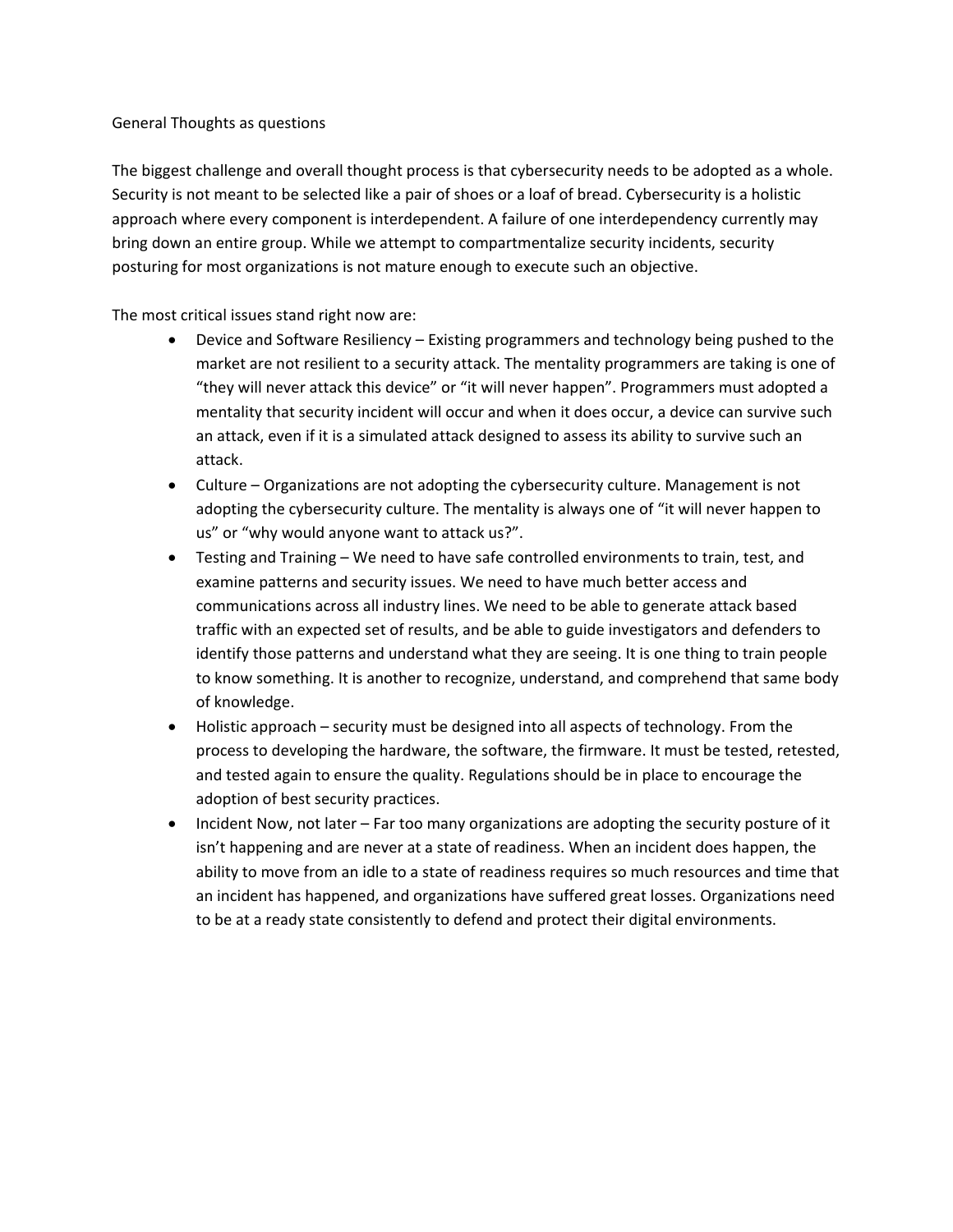General Thoughts as questions

The biggest challenge and overall thought process is that cybersecurity needs to be adopted as a whole. Security is not meant to be selected like a pair of shoes or a loaf of bread. Cybersecurity is a holistic approach where every component is interdependent. A failure of one interdependency currently may bring down an entire group. While we attempt to compartmentalize security incidents, security posturing for most organizations is not mature enough to execute such an objective.

The most critical issues stand right now are:

- Device and Software Resiliency – Existing programmers and technology being pushed to the market are not resilient to a security attack. The mentality programmers are taking is one of "they will never attack this device" or "it will never happen". Programmers must adopted a mentality that security incident will occur and when it does occur, a device can survive such an attack, even if it is a simulated attack designed to assess its ability to survive such an attack.
- Culture – Organizations are not adopting the cybersecurity culture. Management is not adopting the cybersecurity culture. The mentality is always one of "it will never happen to us" or "why would anyone want to attack us?".
- Testing and Training – We need to have safe controlled environments to train, test, and examine patterns and security issues. We need to have much better access and communications across all industry lines. We need to be able to generate attack based traffic with an expected set of results, and be able to guide investigators and defenders to identify those patterns and understand what they are seeing. It is one thing to train people to know something. It is another to recognize, understand, and comprehend that same body of knowledge.
- Holistic approach – security must be designed into all aspects of technology. From the process to developing the hardware, the software, the firmware. It must be tested, retested, and tested again to ensure the quality. Regulations should be in place to encourage the adoption of best security practices.
- Incident Now, not later – Far too many organizations are adopting the security posture of it isn't happening and are never at a state of readiness. When an incident does happen, the ability to move from an idle to a state of readiness requires so much resources and time that an incident has happened, and organizations have suffered great losses. Organizations need to be at a ready state consistently to defend and protect their digital environments.